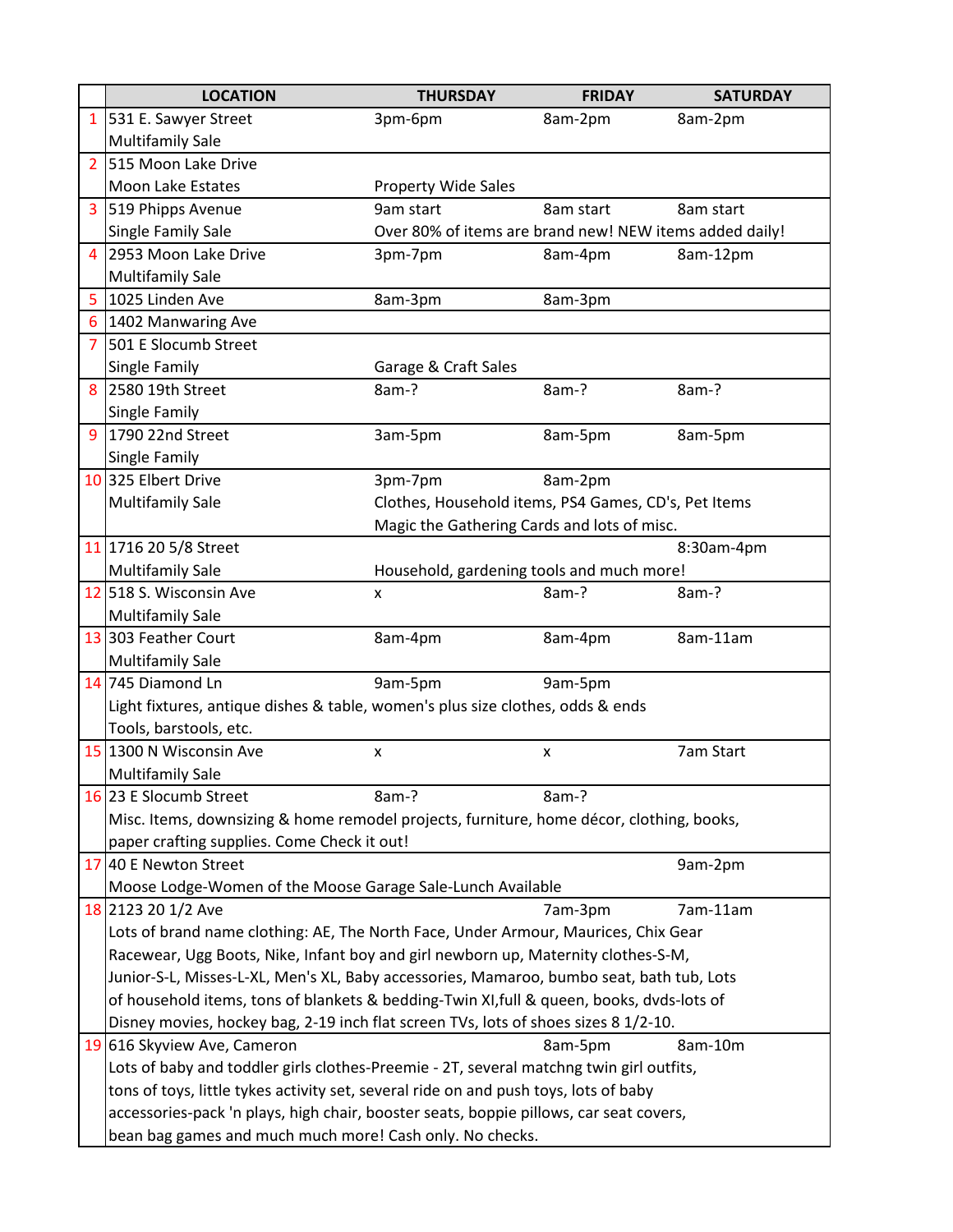| | LOCATION | THURSDAY | FRIDAY | SATURDAY |
|---|---|---|---|---|
| 1 | 531 E. Sawyer Street<br>Multifamily Sale | 3pm-6pm | 8am-2pm | 8am-2pm |
| 2 | 515 Moon Lake Drive<br>Moon Lake Estates | Property Wide Sales | | |
| 3 | 519 Phipps Avenue<br>Single Family Sale | 9am start<br>Over 80% of items are brand new! NEW items added daily! | 8am start | 8am start |
| 4 | 2953 Moon Lake Drive<br>Multifamily Sale | 3pm-7pm | 8am-4pm | 8am-12pm |
| 5 | 1025 Linden Ave | 8am-3pm | 8am-3pm | |
| 6 | 1402 Manwaring Ave | | | |
| 7 | 501 E Slocumb Street<br>Single Family | Garage & Craft Sales | | |
| 8 | 2580 19th Street<br>Single Family | 8am-? | 8am-? | 8am-? |
| 9 | 1790 22nd Street<br>Single Family | 3am-5pm | 8am-5pm | 8am-5pm |
| 10 | 325 Elbert Drive<br>Multifamily Sale | 3pm-7pm<br>Clothes, Household items, PS4 Games, CD's, Pet Items<br>Magic the Gathering Cards and lots of misc. | 8am-2pm | |
| 11 | 1716 20 5/8 Street<br>Multifamily Sale | Household, gardening tools and much more! | | 8:30am-4pm |
| 12 | 518 S. Wisconsin Ave<br>Multifamily Sale | x | 8am-? | 8am-? |
| 13 | 303 Feather Court<br>Multifamily Sale | 8am-4pm | 8am-4pm | 8am-11am |
| 14 | 745 Diamond Ln<br>Light fixtures, antique dishes & table, women's plus size clothes, odds & ends<br>Tools, barstools, etc. | 9am-5pm | 9am-5pm | |
| 15 | 1300 N Wisconsin Ave<br>Multifamily Sale | x | x | 7am Start |
| 16 | 23 E Slocumb Street<br>Misc. Items, downsizing & home remodel projects, furniture, home décor, clothing, books, paper crafting supplies. Come Check it out! | 8am-? | 8am-? | |
| 17 | 40 E Newton Street<br>Moose Lodge-Women of the Moose Garage Sale-Lunch Available | | | 9am-2pm |
| 18 | 2123 20 1/2 Ave<br>Lots of brand name clothing: AE, The North Face, Under Armour, Maurices, Chix Gear Racewear, Ugg Boots, Nike, Infant boy and girl newborn up, Maternity clothes-S-M, Junior-S-L, Misses-L-XL, Men's XL, Baby accessories, Mamaroo, bumbo seat, bath tub, Lots of household items, tons of blankets & bedding-Twin Xl,full & queen, books, dvds-lots of Disney movies, hockey bag, 2-19 inch flat screen TVs, lots of shoes sizes 8 1/2-10. | | 7am-3pm | 7am-11am |
| 19 | 616 Skyview Ave, Cameron<br>Lots of baby and toddler girls clothes-Preemie - 2T, several matchng twin girl outfits, tons of toys, little tykes activity set, several ride on and push toys, lots of baby accessories-pack 'n plays, high chair, booster seats, boppie pillows, car seat covers, bean bag games and much much more! Cash only. No checks. | | 8am-5pm | 8am-10m |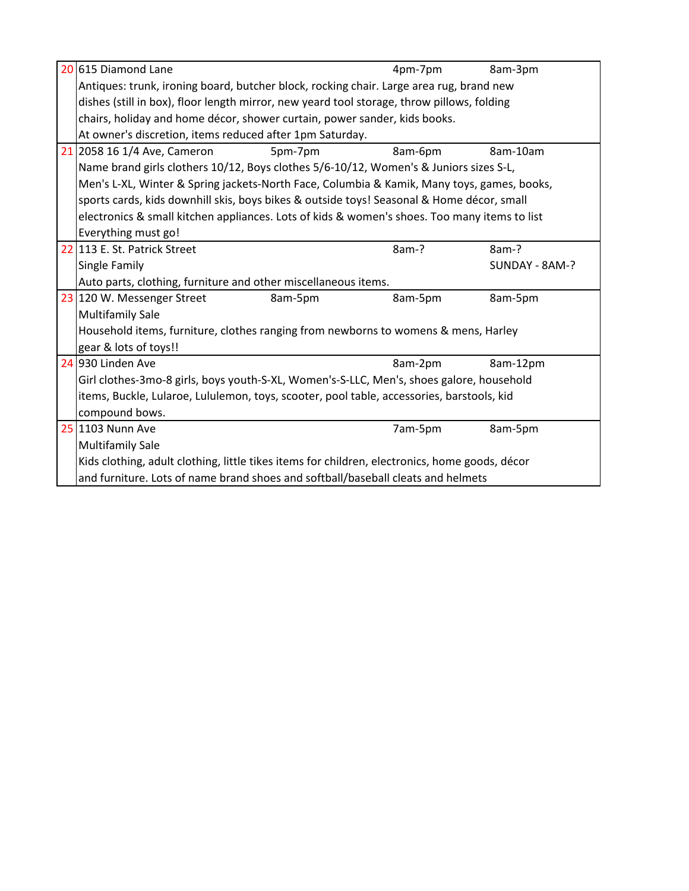| | | | | |
|---|---|---|---|---|
| 20 | 615 Diamond Lane | | 4pm-7pm | 8am-3pm |
| | Antiques: trunk, ironing board, butcher block, rocking chair. Large area rug, brand new dishes (still in box), floor length mirror, new yeard tool storage, throw pillows, folding chairs, holiday and home décor, shower curtain, power sander, kids books. At owner's discretion, items reduced after 1pm Saturday. | | | |
| 21 | 2058 16 1/4 Ave, Cameron | 5pm-7pm | 8am-6pm | 8am-10am |
| | Name brand girls clothers 10/12, Boys clothes 5/6-10/12, Women's & Juniors sizes S-L, Men's L-XL, Winter & Spring jackets-North Face, Columbia & Kamik, Many toys, games, books, sports cards, kids downhill skis, boys bikes & outside toys! Seasonal & Home décor, small electronics & small kitchen appliances. Lots of kids & women's shoes. Too many items to list Everything must go! | | | |
| 22 | 113 E. St. Patrick Street | | 8am-? | 8am-? |
| | Single Family | | | SUNDAY - 8AM-? |
| | Auto parts, clothing, furniture and other miscellaneous items. | | | |
| 23 | 120 W. Messenger Street | 8am-5pm | 8am-5pm | 8am-5pm |
| | Multifamily Sale | | | |
| | Household items, furniture, clothes ranging from newborns to womens & mens, Harley gear & lots of toys!! | | | |
| 24 | 930 Linden Ave | | 8am-2pm | 8am-12pm |
| | Girl clothes-3mo-8 girls, boys youth-S-XL, Women's-S-LLC, Men's, shoes galore, household items, Buckle, Lularoe, Lululemon, toys, scooter, pool table, accessories, barstools, kid compound bows. | | | |
| 25 | 1103 Nunn Ave | | 7am-5pm | 8am-5pm |
| | Multifamily Sale | | | |
| | Kids clothing, adult clothing, little tikes items for children, electronics, home goods, décor and furniture. Lots of name brand shoes and softball/baseball cleats and helmets | | | |